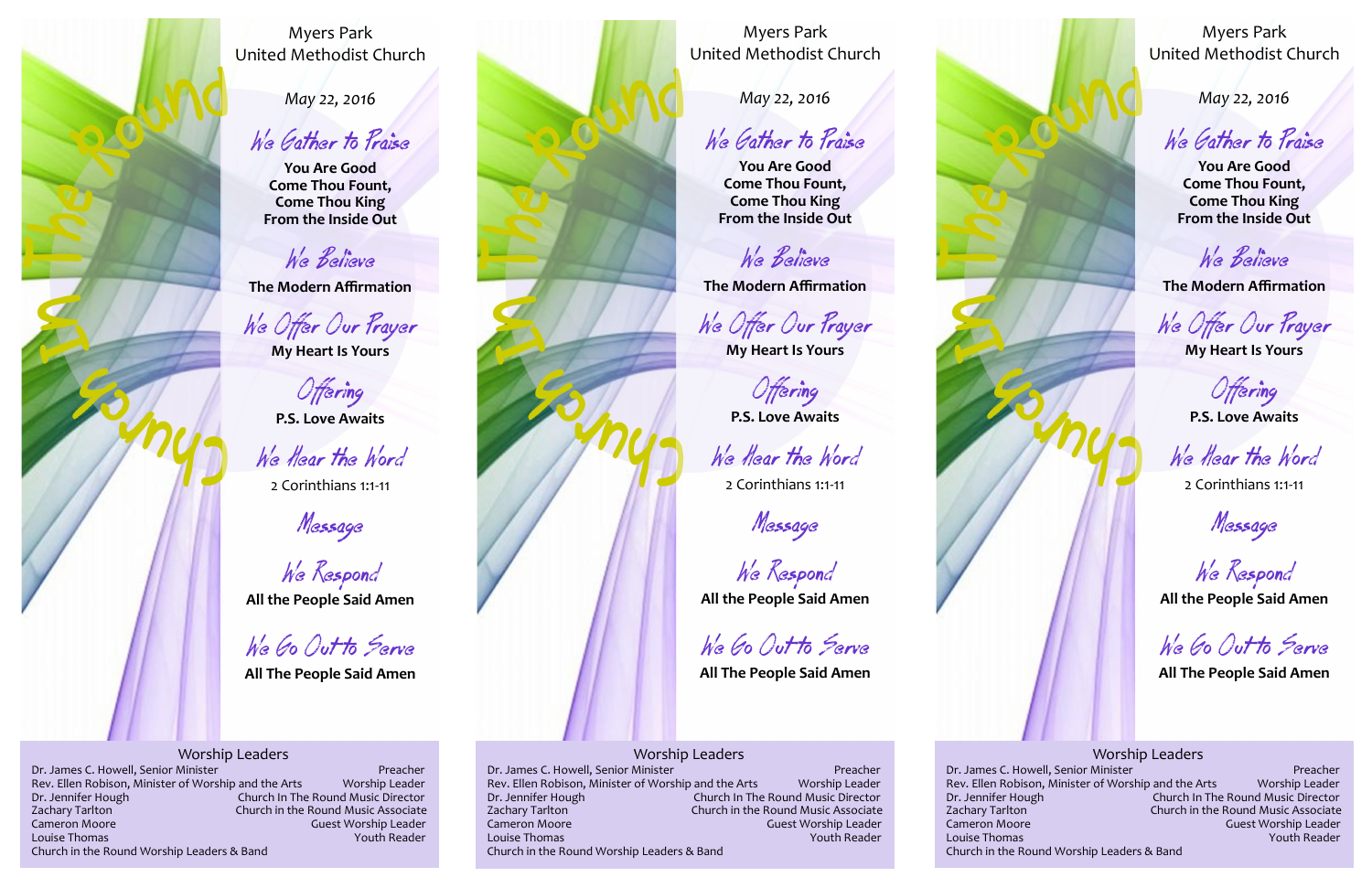Church In The Round

Myers Park
United Methodist Church

*May 22, 2016*

## We Gather to Praise

**You Are Good**
**Come Thou Fount,**
**Come Thou King**
**From the Inside Out**

## We Believe

**The Modern Affirmation**

## We Offer Our Prayer

**My Heart Is Yours**

## Offering

**P.S. Love Awaits**

## We Hear the Word

2 Corinthians 1:1-11

## Message

## We Respond

**All the People Said Amen**

## We Go Out to Serve

**All The People Said Amen**

### Worship Leaders

| Name | Role |
|---|---|
| Dr. James C. Howell, Senior Minister | Preacher |
| Rev. Ellen Robison, Minister of Worship and the Arts | Worship Leader |
| Dr. Jennifer Hough | Church In The Round Music Director |
| Zachary Tarlton | Church in the Round Music Associate |
| Cameron Moore | Guest Worship Leader |
| Louise Thomas | Youth Reader |

Church in the Round Worship Leaders & Band

---

Church In The Round

Myers Park
United Methodist Church

*May 22, 2016*

## We Gather to Praise

**You Are Good**
**Come Thou Fount,**
**Come Thou King**
**From the Inside Out**

## We Believe

**The Modern Affirmation**

## We Offer Our Prayer

**My Heart Is Yours**

## Offering

**P.S. Love Awaits**

## We Hear the Word

2 Corinthians 1:1-11

## Message

## We Respond

**All the People Said Amen**

## We Go Out to Serve

**All The People Said Amen**

### Worship Leaders

| Name | Role |
|---|---|
| Dr. James C. Howell, Senior Minister | Preacher |
| Rev. Ellen Robison, Minister of Worship and the Arts | Worship Leader |
| Dr. Jennifer Hough | Church In The Round Music Director |
| Zachary Tarlton | Church in the Round Music Associate |
| Cameron Moore | Guest Worship Leader |
| Louise Thomas | Youth Reader |

Church in the Round Worship Leaders & Band

---

Church In The Round

Myers Park
United Methodist Church

*May 22, 2016*

## We Gather to Praise

**You Are Good**
**Come Thou Fount,**
**Come Thou King**
**From the Inside Out**

## We Believe

**The Modern Affirmation**

## We Offer Our Prayer

**My Heart Is Yours**

## Offering

**P.S. Love Awaits**

## We Hear the Word

2 Corinthians 1:1-11

## Message

## We Respond

**All the People Said Amen**

## We Go Out to Serve

**All The People Said Amen**

### Worship Leaders

| Name | Role |
|---|---|
| Dr. James C. Howell, Senior Minister | Preacher |
| Rev. Ellen Robison, Minister of Worship and the Arts | Worship Leader |
| Dr. Jennifer Hough | Church In The Round Music Director |
| Zachary Tarlton | Church in the Round Music Associate |
| Cameron Moore | Guest Worship Leader |
| Louise Thomas | Youth Reader |

Church in the Round Worship Leaders & Band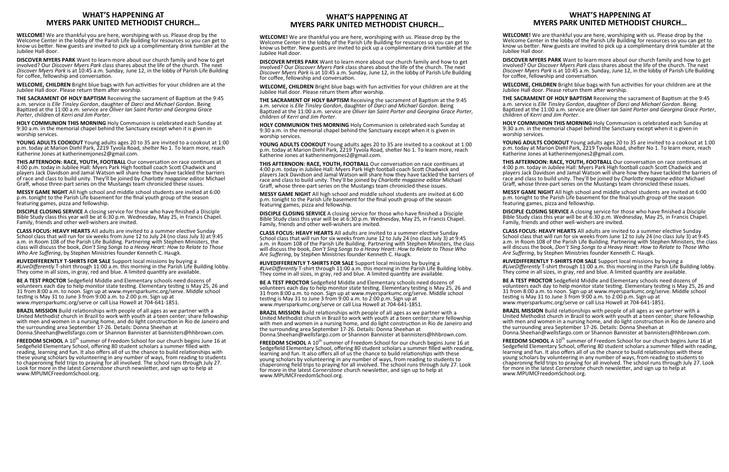## WHAT'S HAPPENING AT MYERS PARK UNITED METHODIST CHURCH…

**WELCOME!** We are thankful you are here, worshiping with us. Please drop by the Welcome Center in the lobby of the Parish Life Building for resources so you can get to know us better. New guests are invited to pick up a complimentary drink tumbler at the Jubilee Hall door.

**DISCOVER MYERS PARK** Want to learn more about our church family and how to get involved? Our *Discover Myers Park* class shares about the life of the church. The next *Discover Myers Park* is at 10:45 a.m. Sunday, June 12, in the lobby of Parish Life Building for coffee, fellowship and conversation.

**WELCOME, CHILDREN** Bright blue bags with fun activities for your children are at the Jubilee Hall door. Please return them after worship.

**THE SACRAMENT OF HOLY BAPTISM** Receiving the sacrament of Baptism at the 9:45 a.m. service is *Elle Tinsley Gordon*, daughter of *Darci and Michael Gordon*. Being Baptized at the 11:00 a.m. service are *Oliver Ian Saint Porter and Georgina Grace Porter*, children of *Kerri and Jim Porter*.

**HOLY COMMUNION THIS MORNING** Holy Communion is celebrated each Sunday at 9:30 a.m. in the memorial chapel behind the Sanctuary except when it is given in worship services.

**YOUNG ADULTS COOKOUT** Young adults ages 20 to 35 are invited to a cookout at 1:00 p.m. today at Marion Diehl Park, 2219 Tyvola Road, shelter No 1. To learn more, reach Katherine Jones at katherinemjones2@gmail.com.

**THIS AFTERNOON: RACE, YOUTH, FOOTBALL** Our conversation on race continues at 4:00 p.m. today in Jubilee Hall: Myers Park High football coach Scott Chadwick and players Jack Davidson and Jamal Watson will share how they have tackled the barriers of race and class to build unity. They'll be joined by *Charlotte magazine* editor Michael Graff, whose three-part series on the Mustangs team chronicled these issues.

**MESSY GAME NIGHT** All high school and middle school students are invited at 6:00 p.m. tonight to the Parish Life basement for the final youth group of the season featuring games, pizza and fellowship.

**DISCIPLE CLOSING SERVICE** A closing service for those who have finished a Disciple Bible Study class this year will be at 6:30 p.m. Wednesday, May 25, in Francis Chapel. Family, friends and other well-wishers are invited.

**CLASS FOCUS: HEAVY HEARTS** All adults are invited to a summer elective Sunday School class that will run for six weeks from June 12 to July 24 (no class July 3) at 9:45 a.m. in Room 108 of the Parish Life Building. Partnering with Stephen Ministers, the class will discuss the book, *Don't Sing Songs to a Heavy Heart: How to Relate to Those Who Are Suffering*, by Stephen Ministries founder Kenneth C. Haugk.

**#LIVEDIFFERENTLY T-SHIRTS FOR SALE** Support local missions by buying a *#LiveDifferently* T-shirt through 11:00 a.m. this morning in the Parish Life Building lobby. They come in all sizes, in gray, red and blue. A limited quantity are available.

**BE A TEST PROCTOR** Sedgefield Middle and Elementary schools need dozens of volunteers each day to help monitor state testing. Elementary testing is May 25, 26 and 31 from 8:00 a.m. to noon. Sign up at www.myersparkumc.org/serve. Middle school testing is May 31 to June 3 from 9:00 a.m. to 2:00 p.m. Sign up at www.myersparkumc.org/serve or call Lisa Howell at 704-641-1851.

**BRAZIL MISSION** Build relationships with people of all ages as we partner with a United Methodist church in Brazil to work with youth at a teen center; share fellowship with men and women in a nursing home, and do light construction in Rio de Janeiro and the surrounding area September 17-26. Details: Donna Sheehan at Donna.Sheehan@wellsfargo.com or Shannon Bannister at bannisters@hhbrown.com.

**FREEDOM SCHOOL** A 10th summer of Freedom School for our church begins June 16 at Sedgefield Elementary School, offering 80 student scholars a summer filled with reading, learning and fun. It also offers all of us the chance to build relationships with these young scholars by volunteering in any number of ways, from reading to students to chaperoning field trips to praying for all involved. The school runs through July 27. Look for more in the latest *Cornerstone* church newsletter, and sign up to help at www.MPUMCFreedomSchool.org.

## WHAT'S HAPPENING AT MYERS PARK UNITED METHODIST CHURCH…

**WELCOME!** We are thankful you are here, worshiping with us. Please drop by the Welcome Center in the lobby of the Parish Life Building for resources so you can get to know us better. New guests are invited to pick up a complimentary drink tumbler at the Jubilee Hall door.

**DISCOVER MYERS PARK** Want to learn more about our church family and how to get involved? Our *Discover Myers Park* class shares about the life of the church. The next *Discover Myers Park* is at 10:45 a.m. Sunday, June 12, in the lobby of Parish Life Building for coffee, fellowship and conversation.

**WELCOME, CHILDREN** Bright blue bags with fun activities for your children are at the Jubilee Hall door. Please return them after worship.

**THE SACRAMENT OF HOLY BAPTISM** Receiving the sacrament of Baptism at the 9:45 a.m. service is *Elle Tinsley Gordon*, daughter of *Darci and Michael Gordon*. Being Baptized at the 11:00 a.m. service are *Oliver Ian Saint Porter and Georgina Grace Porter*, children of *Kerri and Jim Porter*.

**HOLY COMMUNION THIS MORNING** Holy Communion is celebrated each Sunday at 9:30 a.m. in the memorial chapel behind the Sanctuary except when it is given in worship services.

**YOUNG ADULTS COOKOUT** Young adults ages 20 to 35 are invited to a cookout at 1:00 p.m. today at Marion Diehl Park, 2219 Tyvola Road, shelter No 1. To learn more, reach Katherine Jones at katherinemjones2@gmail.com.

**THIS AFTERNOON: RACE, YOUTH, FOOTBALL** Our conversation on race continues at 4:00 p.m. today in Jubilee Hall: Myers Park High football coach Scott Chadwick and players Jack Davidson and Jamal Watson will share how they have tackled the barriers of race and class to build unity. They'll be joined by *Charlotte magazine* editor Michael Graff, whose three-part series on the Mustangs team chronicled these issues.

**MESSY GAME NIGHT** All high school and middle school students are invited at 6:00 p.m. tonight to the Parish Life basement for the final youth group of the season featuring games, pizza and fellowship.

**DISCIPLE CLOSING SERVICE** A closing service for those who have finished a Disciple Bible Study class this year will be at 6:30 p.m. Wednesday, May 25, in Francis Chapel. Family, friends and other well-wishers are invited.

**CLASS FOCUS: HEAVY HEARTS** All adults are invited to a summer elective Sunday School class that will run for six weeks from June 12 to July 24 (no class July 3) at 9:45 a.m. in Room 108 of the Parish Life Building. Partnering with Stephen Ministers, the class will discuss the book, *Don't Sing Songs to a Heavy Heart: How to Relate to Those Who Are Suffering*, by Stephen Ministries founder Kenneth C. Haugk.

**#LIVEDIFFERENTLY T-SHIRTS FOR SALE** Support local missions by buying a *#LiveDifferently* T-shirt through 11:00 a.m. this morning in the Parish Life Building lobby. They come in all sizes, in gray, red and blue. A limited quantity are available.

**BE A TEST PROCTOR** Sedgefield Middle and Elementary schools need dozens of volunteers each day to help monitor state testing. Elementary testing is May 25, 26 and 31 from 8:00 a.m. to noon. Sign up at www.myersparkumc.org/serve. Middle school testing is May 31 to June 3 from 9:00 a.m. to 2:00 p.m. Sign up at www.myersparkumc.org/serve or call Lisa Howell at 704-641-1851.

**BRAZIL MISSION** Build relationships with people of all ages as we partner with a United Methodist church in Brazil to work with youth at a teen center; share fellowship with men and women in a nursing home, and do light construction in Rio de Janeiro and the surrounding area September 17-26. Details: Donna Sheehan at Donna.Sheehan@wellsfargo.com or Shannon Bannister at bannisters@hhbrown.com.

**FREEDOM SCHOOL** A 10th summer of Freedom School for our church begins June 16 at Sedgefield Elementary School, offering 80 student scholars a summer filled with reading, learning and fun. It also offers all of us the chance to build relationships with these young scholars by volunteering in any number of ways, from reading to students to chaperoning field trips to praying for all involved. The school runs through July 27. Look for more in the latest *Cornerstone* church newsletter, and sign up to help at www.MPUMCFreedomSchool.org.

## WHAT'S HAPPENING AT MYERS PARK UNITED METHODIST CHURCH…

**WELCOME!** We are thankful you are here, worshiping with us. Please drop by the Welcome Center in the lobby of the Parish Life Building for resources so you can get to know us better. New guests are invited to pick up a complimentary drink tumbler at the Jubilee Hall door.

**DISCOVER MYERS PARK** Want to learn more about our church family and how to get involved? Our *Discover Myers Park* class shares about the life of the church. The next *Discover Myers Park* is at 10:45 a.m. Sunday, June 12, in the lobby of Parish Life Building for coffee, fellowship and conversation.

**WELCOME, CHILDREN** Bright blue bags with fun activities for your children are at the Jubilee Hall door. Please return them after worship.

**THE SACRAMENT OF HOLY BAPTISM** Receiving the sacrament of Baptism at the 9:45 a.m. service is *Elle Tinsley Gordon*, daughter of *Darci and Michael Gordon*. Being Baptized at the 11:00 a.m. service are *Oliver Ian Saint Porter and Georgina Grace Porter*, children of *Kerri and Jim Porter*.

**HOLY COMMUNION THIS MORNING** Holy Communion is celebrated each Sunday at 9:30 a.m. in the memorial chapel behind the Sanctuary except when it is given in worship services.

**YOUNG ADULTS COOKOUT** Young adults ages 20 to 35 are invited to a cookout at 1:00 p.m. today at Marion Diehl Park, 2219 Tyvola Road, shelter No 1. To learn more, reach Katherine Jones at katherinemjones2@gmail.com.

**THIS AFTERNOON: RACE, YOUTH, FOOTBALL** Our conversation on race continues at 4:00 p.m. today in Jubilee Hall: Myers Park High football coach Scott Chadwick and players Jack Davidson and Jamal Watson will share how they have tackled the barriers of race and class to build unity. They'll be joined by *Charlotte magazine* editor Michael Graff, whose three-part series on the Mustangs team chronicled these issues.

**MESSY GAME NIGHT** All high school and middle school students are invited at 6:00 p.m. tonight to the Parish Life basement for the final youth group of the season featuring games, pizza and fellowship.

**DISCIPLE CLOSING SERVICE** A closing service for those who have finished a Disciple Bible Study class this year will be at 6:30 p.m. Wednesday, May 25, in Francis Chapel. Family, friends and other well-wishers are invited.

**CLASS FOCUS: HEAVY HEARTS** All adults are invited to a summer elective Sunday School class that will run for six weeks from June 12 to July 24 (no class July 3) at 9:45 a.m. in Room 108 of the Parish Life Building. Partnering with Stephen Ministers, the class will discuss the book, *Don't Sing Songs to a Heavy Heart: How to Relate to Those Who Are Suffering*, by Stephen Ministries founder Kenneth C. Haugk.

**#LIVEDIFFERENTLY T-SHIRTS FOR SALE** Support local missions by buying a *#LiveDifferently* T-shirt through 11:00 a.m. this morning in the Parish Life Building lobby. They come in all sizes, in gray, red and blue. A limited quantity are available.

**BE A TEST PROCTOR** Sedgefield Middle and Elementary schools need dozens of volunteers each day to help monitor state testing. Elementary testing is May 25, 26 and 31 from 8:00 a.m. to noon. Sign up at www.myersparkumc.org/serve. Middle school testing is May 31 to June 3 from 9:00 a.m. to 2:00 p.m. Sign up at www.myersparkumc.org/serve or call Lisa Howell at 704-641-1851.

**BRAZIL MISSION** Build relationships with people of all ages as we partner with a United Methodist church in Brazil to work with youth at a teen center; share fellowship with men and women in a nursing home, and do light construction in Rio de Janeiro and the surrounding area September 17-26. Details: Donna Sheehan at Donna.Sheehan@wellsfargo.com or Shannon Bannister at bannisters@hhbrown.com.

**FREEDOM SCHOOL** A 10th summer of Freedom School for our church begins June 16 at Sedgefield Elementary School, offering 80 student scholars a summer filled with reading, learning and fun. It also offers all of us the chance to build relationships with these young scholars by volunteering in any number of ways, from reading to students to chaperoning field trips to praying for all involved. The school runs through July 27. Look for more in the latest *Cornerstone* church newsletter, and sign up to help at www.MPUMCFreedomSchool.org.